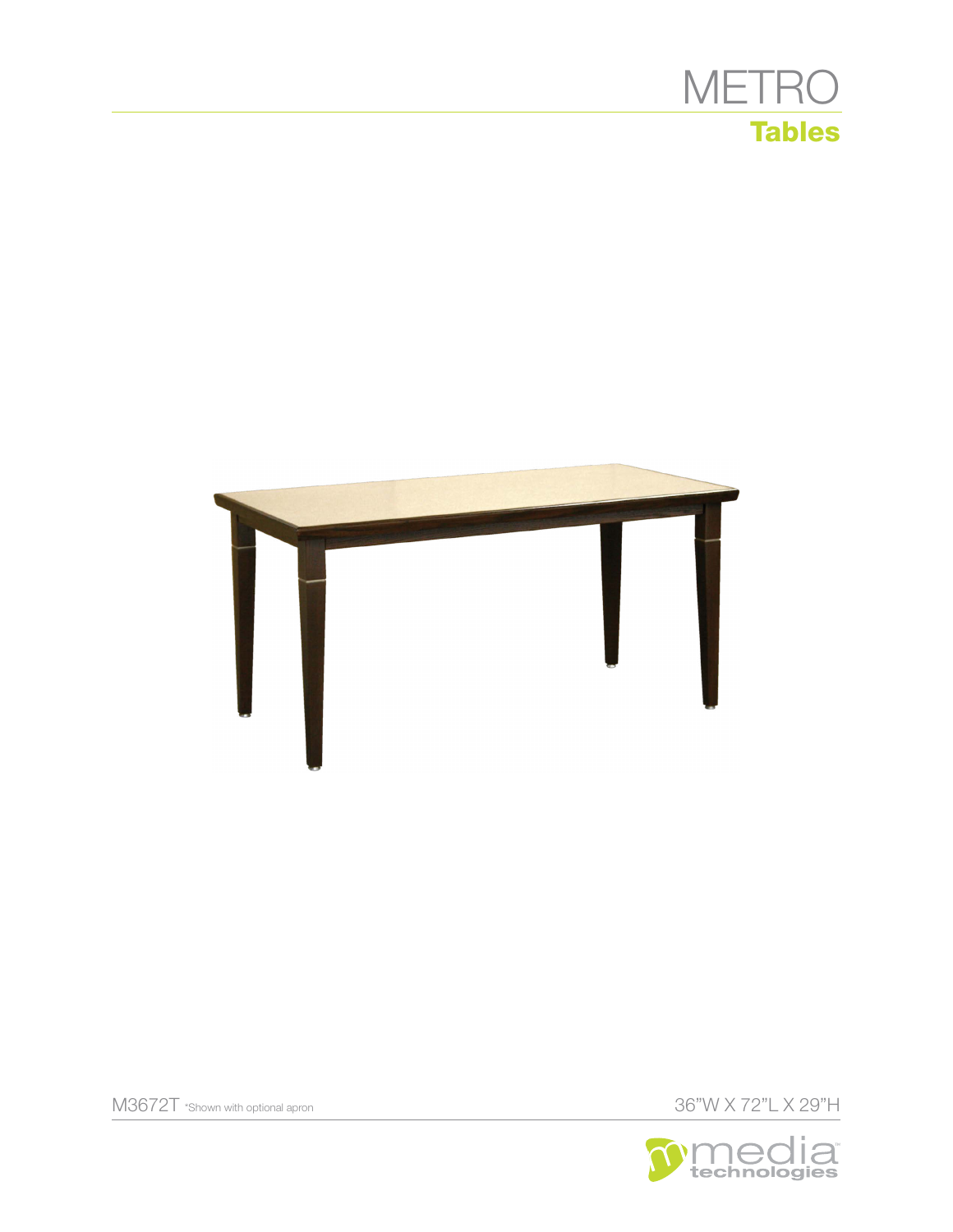# METRO

## Tables

M3672T *Shown with optional apron

36"W X 72"L X 29"H

media technologies™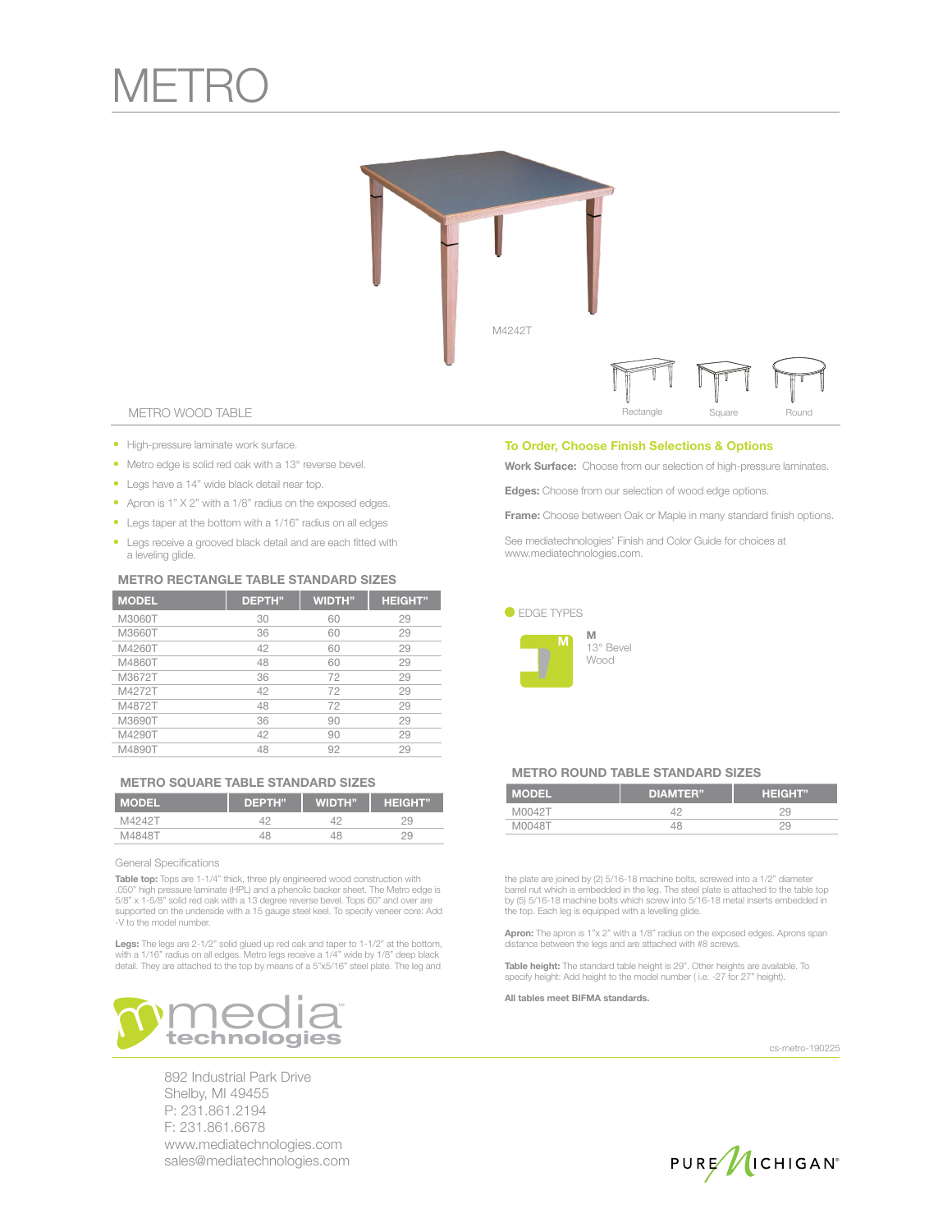# METRO

M4242T

Rectangle Square Round

METRO WOOD TABLE

- High-pressure laminate work surface.
- Metro edge is solid red oak with a 13° reverse bevel.
- Legs have a 14" wide black detail near top.
- Apron is 1" X 2" with a 1/8" radius on the exposed edges.
- Legs taper at the bottom with a 1/16" radius on all edges
- Legs receive a grooved black detail and are each fitted with a leveling glide.

### METRO RECTANGLE TABLE STANDARD SIZES

| MODEL | DEPTH" | WIDTH" | HEIGHT" |
|---|---|---|---|
| M3060T | 30 | 60 | 29 |
| M3660T | 36 | 60 | 29 |
| M4260T | 42 | 60 | 29 |
| M4860T | 48 | 60 | 29 |
| M3672T | 36 | 72 | 29 |
| M4272T | 42 | 72 | 29 |
| M4872T | 48 | 72 | 29 |
| M3690T | 36 | 90 | 29 |
| M4290T | 42 | 90 | 29 |
| M4890T | 48 | 92 | 29 |

### METRO SQUARE TABLE STANDARD SIZES

| MODEL | DEPTH" | WIDTH" | HEIGHT" |
|---|---|---|---|
| M4242T | 42 | 42 | 29 |
| M4848T | 48 | 48 | 29 |

### To Order, Choose Finish Selections & Options

**Work Surface:** Choose from our selection of high-pressure laminates.

**Edges:** Choose from our selection of wood edge options.

**Frame:** Choose between Oak or Maple in many standard finish options.

See mediatechnologies' Finish and Color Guide for choices at www.mediatechnologies.com.

EDGE TYPES

**M**
13° Bevel
Wood

### METRO ROUND TABLE STANDARD SIZES

| MODEL | DIAMTER" | HEIGHT" |
|---|---|---|
| M0042T | 42 | 29 |
| M0048T | 48 | 29 |

General Specifications

**Table top:** Tops are 1-1/4" thick, three ply engineered wood construction with .050" high pressure laminate (HPL) and a phenolic backer sheet. The Metro edge is 5/8" x 1-5/8" solid red oak with a 13 degree reverse bevel. Tops 60" and over are supported on the underside with a 15 gauge steel keel. To specify veneer core: Add -V to the model number.

**Legs:** The legs are 2-1/2" solid glued up red oak and taper to 1-1/2" at the bottom, with a 1/16" radius on all edges. Metro legs receive a 1/4" wide by 1/8" deep black detail. They are attached to the top by means of a 5"x5/16" steel plate. The leg and the plate are joined by (2) 5/16-18 machine bolts, screwed into a 1/2" diameter barrel nut which is embedded in the leg. The steel plate is attached to the table top by (5) 5/16-18 machine bolts which screw into 5/16-18 metal inserts embedded in the top. Each leg is equipped with a levelling glide.

**Apron:** The apron is 1"x 2" with a 1/8" radius on the exposed edges. Aprons span distance between the legs and are attached with #8 screws.

**Table height:** The standard table height is 29". Other heights are available. To specify height: Add height to the model number ( i.e. -27 for 27" height).

**All tables meet BIFMA standards.**

media technologies

cs-metro-190225

892 Industrial Park Drive
Shelby, MI 49455
P: 231.861.2194
F: 231.861.6678
www.mediatechnologies.com
sales@mediatechnologies.com

PURE MICHIGAN